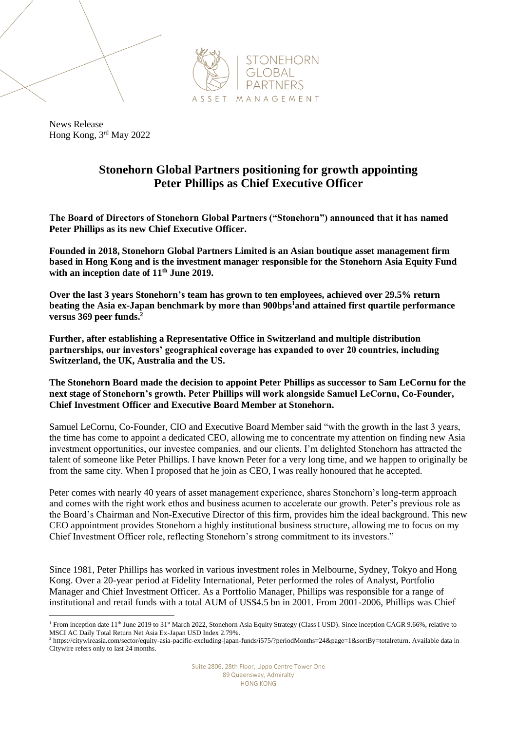News Release
Hong Kong, 3rd May 2022

# Stonehorn Global Partners positioning for growth appointing Peter Phillips as Chief Executive Officer

**The Board of Directors of Stonehorn Global Partners ("Stonehorn") announced that it has named Peter Phillips as its new Chief Executive Officer.**

**Founded in 2018, Stonehorn Global Partners Limited is an Asian boutique asset management firm based in Hong Kong and is the investment manager responsible for the Stonehorn Asia Equity Fund with an inception date of 11th June 2019.**

**Over the last 3 years Stonehorn's team has grown to ten employees, achieved over 29.5% return beating the Asia ex-Japan benchmark by more than 900bps[1] and attained first quartile performance versus 369 peer funds.[2]**

**Further, after establishing a Representative Office in Switzerland and multiple distribution partnerships, our investors' geographical coverage has expanded to over 20 countries, including Switzerland, the UK, Australia and the US.**

**The Stonehorn Board made the decision to appoint Peter Phillips as successor to Sam LeCornu for the next stage of Stonehorn's growth. Peter Phillips will work alongside Samuel LeCornu, Co-Founder, Chief Investment Officer and Executive Board Member at Stonehorn.**

Samuel LeCornu, Co-Founder, CIO and Executive Board Member said "with the growth in the last 3 years, the time has come to appoint a dedicated CEO, allowing me to concentrate my attention on finding new Asia investment opportunities, our investee companies, and our clients. I'm delighted Stonehorn has attracted the talent of someone like Peter Phillips. I have known Peter for a very long time, and we happen to originally be from the same city. When I proposed that he join as CEO, I was really honoured that he accepted.

Peter comes with nearly 40 years of asset management experience, shares Stonehorn's long-term approach and comes with the right work ethos and business acumen to accelerate our growth. Peter's previous role as the Board's Chairman and Non-Executive Director of this firm, provides him the ideal background. This new CEO appointment provides Stonehorn a highly institutional business structure, allowing me to focus on my Chief Investment Officer role, reflecting Stonehorn's strong commitment to its investors."

Since 1981, Peter Phillips has worked in various investment roles in Melbourne, Sydney, Tokyo and Hong Kong. Over a 20-year period at Fidelity International, Peter performed the roles of Analyst, Portfolio Manager and Chief Investment Officer. As a Portfolio Manager, Phillips was responsible for a range of institutional and retail funds with a total AUM of US$4.5 bn in 2001. From 2001-2006, Phillips was Chief

---

[1] From inception date 11th June 2019 to 31st March 2022, Stonehorn Asia Equity Strategy (Class I USD). Since inception CAGR 9.66%, relative to MSCI AC Daily Total Return Net Asia Ex-Japan USD Index 2.79%.

[2] https://citywireasia.com/sector/equity-asia-pacific-excluding-japan-funds/i575/?periodMonths=24&page=1&sortBy=totalreturn. Available data in Citywire refers only to last 24 months.

Suite 2806, 28th Floor, Lippo Centre Tower One
89 Queensway, Admiralty
HONG KONG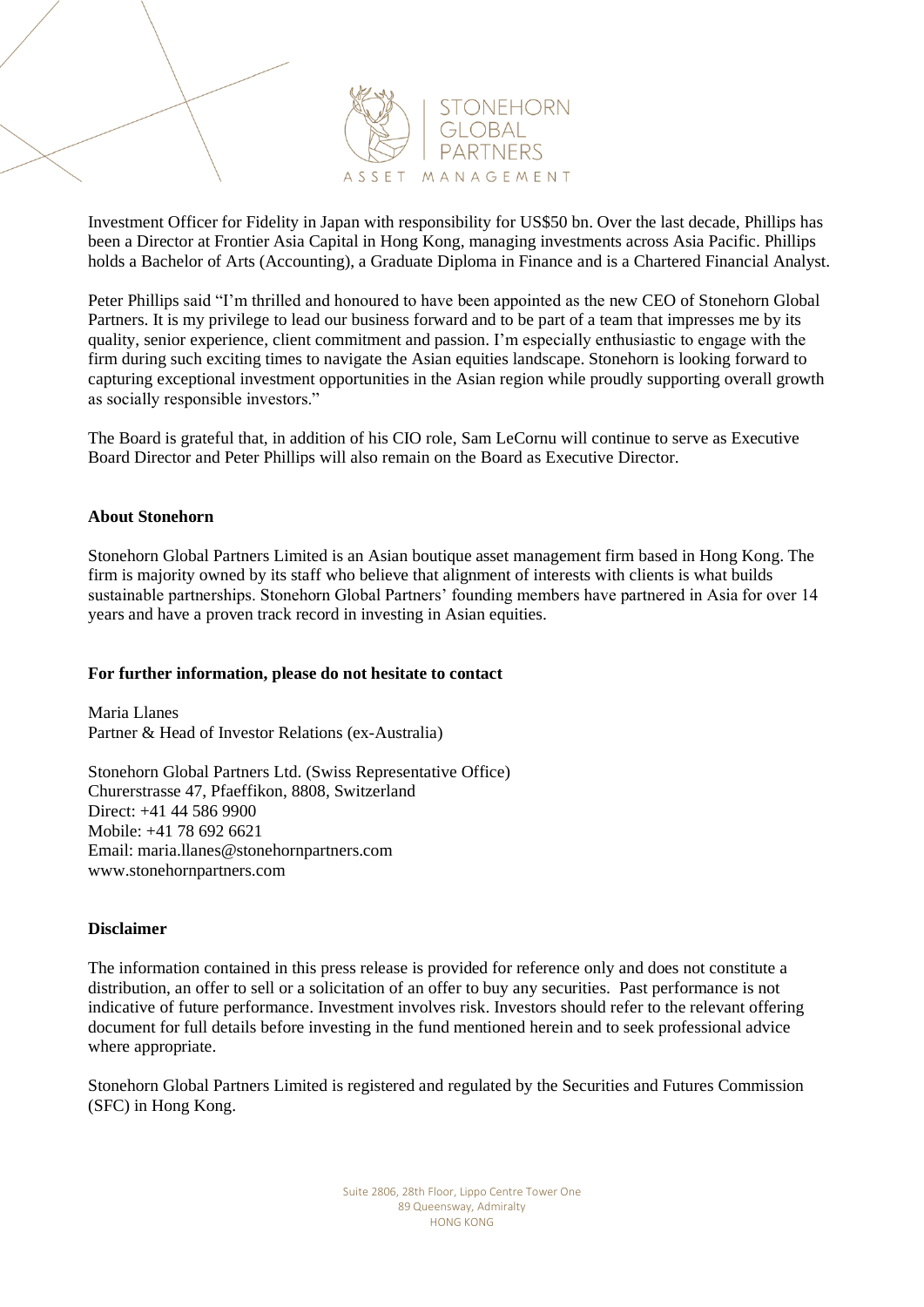Investment Officer for Fidelity in Japan with responsibility for US$50 bn. Over the last decade, Phillips has been a Director at Frontier Asia Capital in Hong Kong, managing investments across Asia Pacific. Phillips holds a Bachelor of Arts (Accounting), a Graduate Diploma in Finance and is a Chartered Financial Analyst.

Peter Phillips said "I'm thrilled and honoured to have been appointed as the new CEO of Stonehorn Global Partners. It is my privilege to lead our business forward and to be part of a team that impresses me by its quality, senior experience, client commitment and passion. I'm especially enthusiastic to engage with the firm during such exciting times to navigate the Asian equities landscape. Stonehorn is looking forward to capturing exceptional investment opportunities in the Asian region while proudly supporting overall growth as socially responsible investors."

The Board is grateful that, in addition of his CIO role, Sam LeCornu will continue to serve as Executive Board Director and Peter Phillips will also remain on the Board as Executive Director.

**About Stonehorn**

Stonehorn Global Partners Limited is an Asian boutique asset management firm based in Hong Kong. The firm is majority owned by its staff who believe that alignment of interests with clients is what builds sustainable partnerships. Stonehorn Global Partners' founding members have partnered in Asia for over 14 years and have a proven track record in investing in Asian equities.

**For further information, please do not hesitate to contact**

Maria Llanes
Partner & Head of Investor Relations (ex-Australia)

Stonehorn Global Partners Ltd. (Swiss Representative Office)
Churerstrasse 47, Pfaeffikon, 8808, Switzerland
Direct: +41 44 586 9900
Mobile: +41 78 692 6621
Email: maria.llanes@stonehornpartners.com
www.stonehornpartners.com

**Disclaimer**

The information contained in this press release is provided for reference only and does not constitute a distribution, an offer to sell or a solicitation of an offer to buy any securities. Past performance is not indicative of future performance. Investment involves risk. Investors should refer to the relevant offering document for full details before investing in the fund mentioned herein and to seek professional advice where appropriate.

Stonehorn Global Partners Limited is registered and regulated by the Securities and Futures Commission (SFC) in Hong Kong.